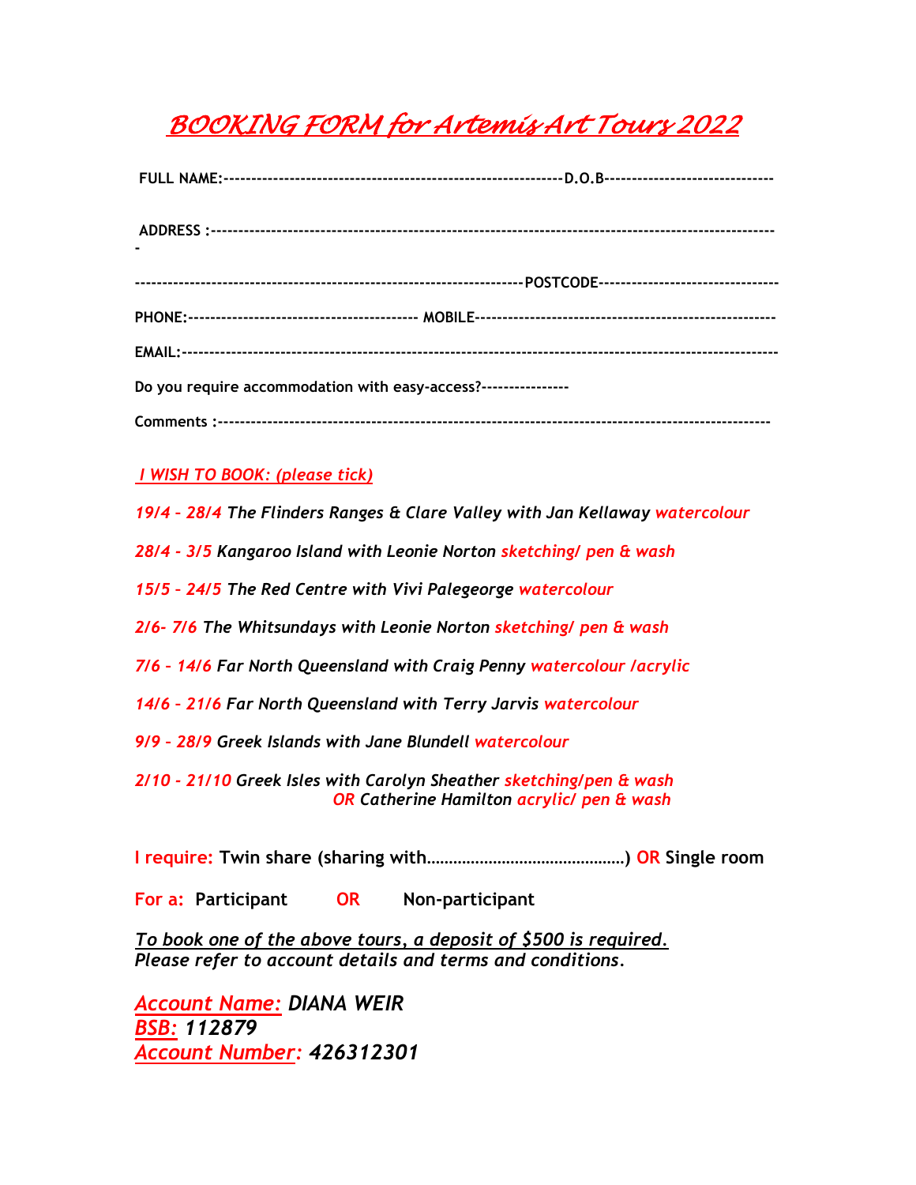# *BOOKING FORM for Artemis Art Tours 2022*

**FULL NAME:**------------------------------------------------------------**D.O.B**------------------------------

**ADDRESS :**----------------------------------------------------------------------------------------------------
-

--------------------------------------------------------------------**POSTCODE**--------------------------------

**PHONE:**---------------------------------------- **MOBILE**-----------------------------------------------------

**EMAIL:**-------------------------------------------------------------------------------------------------------

**Do you require accommodation with easy-access?**---------------

**Comments :**-----------------------------------------------------------------------------------------------

*I WISH TO BOOK: (please tick)*

*19/4 – 28/4 The Flinders Ranges & Clare Valley with Jan Kellaway watercolour*

*28/4 - 3/5 Kangaroo Island with Leonie Norton sketching/ pen & wash*

*15/5 – 24/5 The Red Centre with Vivi Palegeorge watercolour*

*2/6- 7/6 The Whitsundays with Leonie Norton sketching/ pen & wash*

*7/6 – 14/6 Far North Queensland with Craig Penny watercolour /acrylic*

*14/6 – 21/6 Far North Queensland with Terry Jarvis watercolour*

*9/9 – 28/9 Greek Islands with Jane Blundell watercolour*

*2/10 - 21/10 Greek Isles with Carolyn Sheather sketching/pen & wash*
*OR Catherine Hamilton acrylic/ pen & wash*

**I require: Twin share (sharing with……………………………………) OR Single room**

**For a: Participant OR Non-participant**

*To book one of the above tours, a deposit of $500 is required.*
*Please refer to account details and terms and conditions.*

*Account Name:* ***DIANA WEIR***
*BSB:* ***112879***
*Account Number:* ***426312301***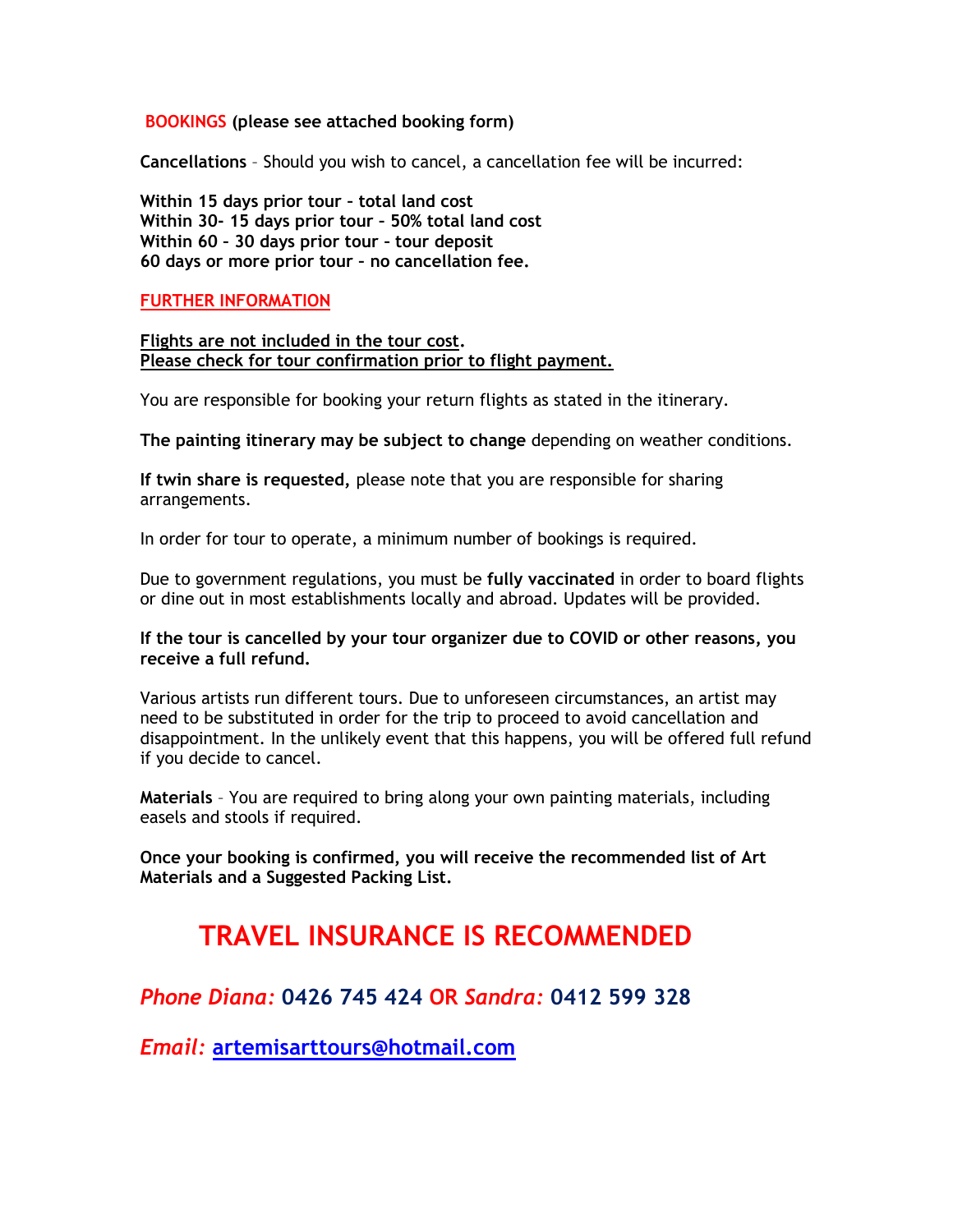**BOOKINGS (please see attached booking form)**

**Cancellations** – Should you wish to cancel, a cancellation fee will be incurred:

**Within 15 days prior tour – total land cost**
**Within 30- 15 days prior tour – 50% total land cost**
**Within 60 – 30 days prior tour – tour deposit**
**60 days or more prior tour – no cancellation fee.**

## FURTHER INFORMATION

**Flights are not included in the tour cost.**
**Please check for tour confirmation prior to flight payment.**

You are responsible for booking your return flights as stated in the itinerary.

**The painting itinerary may be subject to change** depending on weather conditions.

**If twin share is requested,** please note that you are responsible for sharing arrangements.

In order for tour to operate, a minimum number of bookings is required.

Due to government regulations, you must be **fully vaccinated** in order to board flights or dine out in most establishments locally and abroad. Updates will be provided.

**If the tour is cancelled by your tour organizer due to COVID or other reasons, you receive a full refund.**

Various artists run different tours. Due to unforeseen circumstances, an artist may need to be substituted in order for the trip to proceed to avoid cancellation and disappointment. In the unlikely event that this happens, you will be offered full refund if you decide to cancel.

**Materials** – You are required to bring along your own painting materials, including easels and stools if required.

**Once your booking is confirmed, you will receive the recommended list of Art Materials and a Suggested Packing List.**

# TRAVEL INSURANCE IS RECOMMENDED

***Phone Diana:* 0426 745 424 OR *Sandra:* 0412 599 328**

***Email:* artemisarttours@hotmail.com**